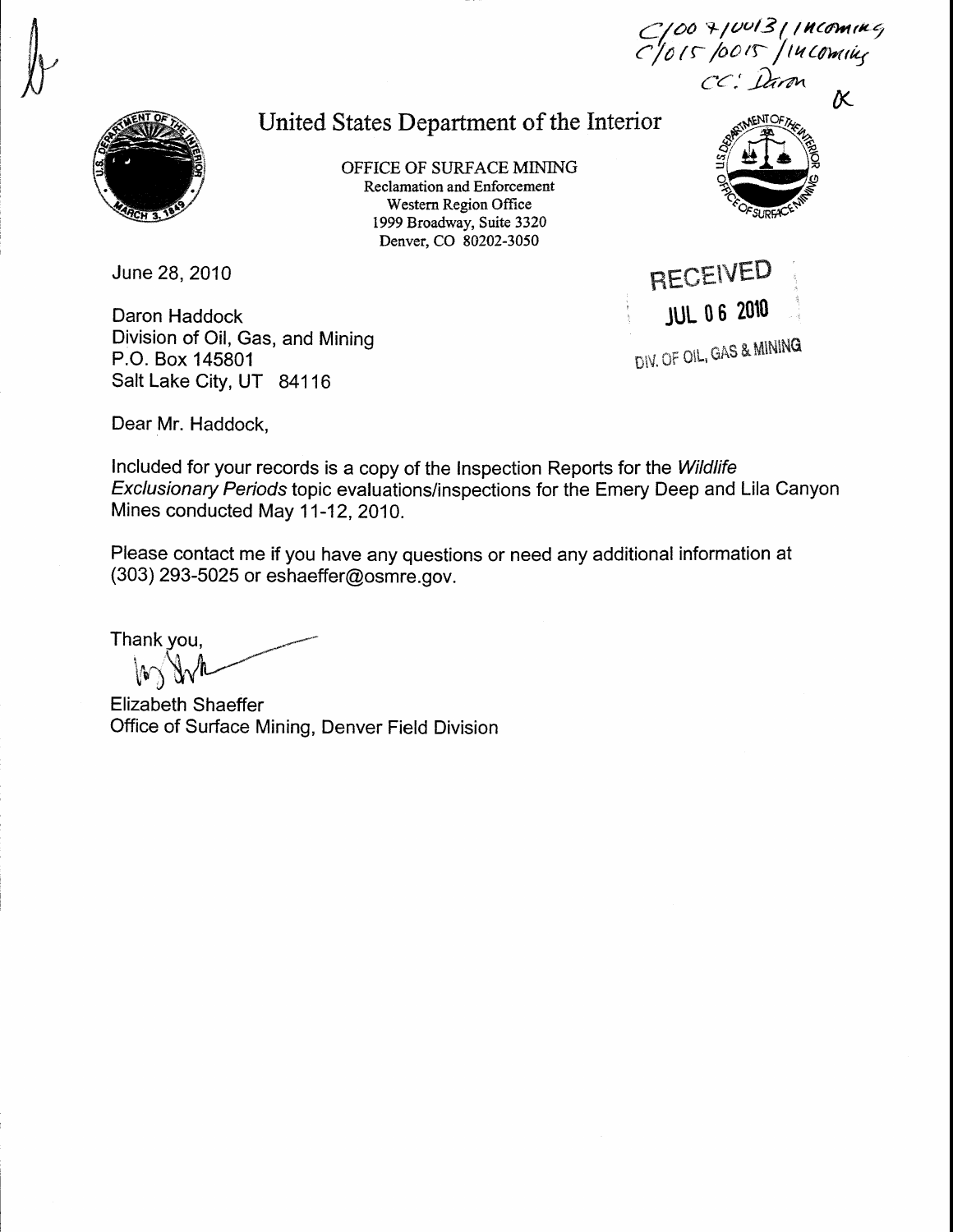C/007/0013/ incoming
C/015/0015/ incoming
cc: Daron

# United States Department of the Interior

OFFICE OF SURFACE MINING
Reclamation and Enforcement
Western Region Office
1999 Broadway, Suite 3320
Denver, CO 80202-3050

June 28, 2010

RECEIVED
JUL 06 2010
DIV. OF OIL, GAS & MINING

Daron Haddock
Division of Oil, Gas, and Mining
P.O. Box 145801
Salt Lake City, UT 84116

Dear Mr. Haddock,

Included for your records is a copy of the Inspection Reports for the *Wildlife Exclusionary Periods* topic evaluations/inspections for the Emery Deep and Lila Canyon Mines conducted May 11-12, 2010.

Please contact me if you have any questions or need any additional information at (303) 293-5025 or eshaeffer@osmre.gov.

Thank you,

Elizabeth Shaeffer
Office of Surface Mining, Denver Field Division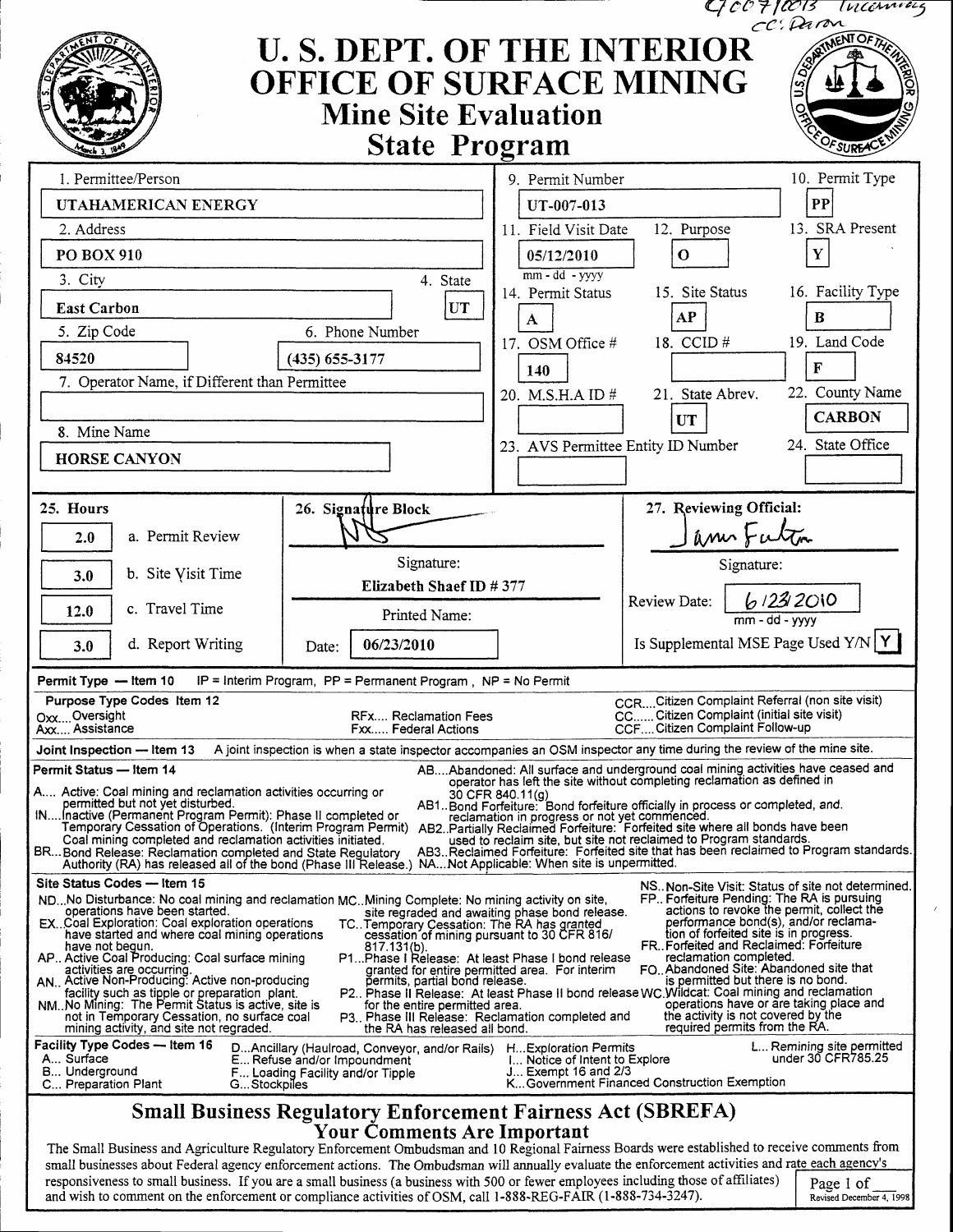C/007/0013 Incoming
cc: Daron

# U. S. DEPT. OF THE INTERIOR
# OFFICE OF SURFACE MINING
## Mine Site Evaluation
## State Program

| Field | Value |
|---|---|
| 1. Permittee/Person | UTAHAMERICAN ENERGY |
| 2. Address | PO BOX 910 |
| 3. City | East Carbon |
| 4. State | UT |
| 5. Zip Code | 84520 |
| 6. Phone Number | (435) 655-3177 |
| 7. Operator Name, if Different than Permittee | |
| 8. Mine Name | HORSE CANYON |
| 9. Permit Number | UT-007-013 |
| 10. Permit Type | PP |
| 11. Field Visit Date (mm - dd - yyyy) | 05/12/2010 |
| 12. Purpose | O |
| 13. SRA Present | Y |
| 14. Permit Status | A |
| 15. Site Status | AP |
| 16. Facility Type | B |
| 17. OSM Office # | 140 |
| 18. CCID # | |
| 19. Land Code | F |
| 20. M.S.H.A ID # | |
| 21. State Abrev. | UT |
| 22. County Name | CARBON |
| 23. AVS Permittee Entity ID Number | |
| 24. State Office | |

**25. Hours**

| Hours | Activity |
|---|---|
| 2.0 | a. Permit Review |
| 3.0 | b. Site Visit Time |
| 12.0 | c. Travel Time |
| 3.0 | d. Report Writing |

**26. Signature Block**

Signature: [signature]

Elizabeth Shaef ID # 377

Printed Name:

Date: 06/23/2010

**27. Reviewing Official:**

Signature: James Fulton

Review Date: 6/23/2010 (mm - dd - yyyy)

Is Supplemental MSE Page Used Y/N: Y

**Permit Type — Item 10** IP = Interim Program, PP = Permanent Program , NP = No Permit

**Purpose Type Codes Item 12**
- Oxx....Oversight
- Axx.... Assistance
- RFx.... Reclamation Fees
- Fxx..... Federal Actions
- CCR....Citizen Complaint Referral (non site visit)
- CC...... Citizen Complaint (initial site visit)
- CCF....Citizen Complaint Follow-up

**Joint Inspection — Item 13** A joint inspection is when a state inspector accompanies an OSM inspector any time during the review of the mine site.

**Permit Status — Item 14**
- A.... Active: Coal mining and reclamation activities occurring or permitted but not yet disturbed.
- IN....Inactive (Permanent Program Permit): Phase II completed or Temporary Cessation of Operations. (Interim Program Permit) Coal mining completed and reclamation activities initiated.
- BR...Bond Release: Reclamation completed and State Regulatory Authority (RA) has released all of the bond (Phase III Release.)
- AB....Abandoned: All surface and underground coal mining activities have ceased and operator has left the site without completing reclamation as defined in 30 CFR 840.11(g)
- AB1..Bond Forfeiture: Bond forfeiture officially in process or completed, and. reclamation in progress or not yet commenced.
- AB2..Partially Reclaimed Forfeiture: Forfeited site where all bonds have been used to reclaim site, but site not reclaimed to Program standards.
- AB3..Reclaimed Forfeiture: Forfeited site that has been reclaimed to Program standards.
- NA...Not Applicable: When site is unpermitted.

**Site Status Codes — Item 15**
- ND...No Disturbance: No coal mining and reclamation operations have been started.
- EX..Coal Exploration: Coal exploration operations have started and where coal mining operations have not begun.
- AP.. Active Coal Producing: Coal surface mining activities are occurring.
- AN.. Active Non-Producing: Active non-producing facility such as tipple or preparation plant.
- NM..No Mining: The Permit Status is active, site is not in Temporary Cessation, no surface coal mining activity, and site not regraded.
- MC..Mining Complete: No mining activity on site, site regraded and awaiting phase bond release.
- TC..Temporary Cessation: The RA has granted cessation of mining pursuant to 30 CFR 816/ 817.131(b).
- P1...Phase I Release: At least Phase I bond release granted for entire permitted area. For interim permits, partial bond release.
- P2.. Phase II Release: At least Phase II bond release for the entire permitted area.
- P3.. Phase III Release: Reclamation completed and the RA has released all bond.
- NS..Non-Site Visit: Status of site not determined.
- FP.. Forfeiture Pending: The RA is pursuing actions to revoke the permit, collect the performance bond(s), and/or reclamation of forfeited site is in progress.
- FR..Forfeited and Reclaimed: Forfeiture reclamation completed.
- FO..Abandoned Site: Abandoned site that is permitted but there is no bond.
- WC.Wildcat: Coal mining and reclamation operations have or are taking place and the activity is not covered by the required permits from the RA.

**Facility Type Codes — Item 16**
- A... Surface
- B... Underground
- C... Preparation Plant
- D...Ancillary (Haulroad, Conveyor, and/or Rails)
- E... Refuse and/or Impoundment
- F... Loading Facility and/or Tipple
- G...Stockpiles
- H...Exploration Permits
- I... Notice of Intent to Explore
- J... Exempt 16 and 2/3
- K...Government Financed Construction Exemption
- L... Remining site permitted under 30 CFR785.25

## Small Business Regulatory Enforcement Fairness Act (SBREFA)
### Your Comments Are Important

The Small Business and Agriculture Regulatory Enforcement Ombudsman and 10 Regional Fairness Boards were established to receive comments from small businesses about Federal agency enforcement actions. The Ombudsman will annually evaluate the enforcement activities and rate each agency's responsiveness to small business. If you are a small business (a business with 500 or fewer employees including those of affiliates) and wish to comment on the enforcement or compliance activities of OSM, call 1-888-REG-FAIR (1-888-734-3247).

Page 1 of ___

Revised December 4, 1998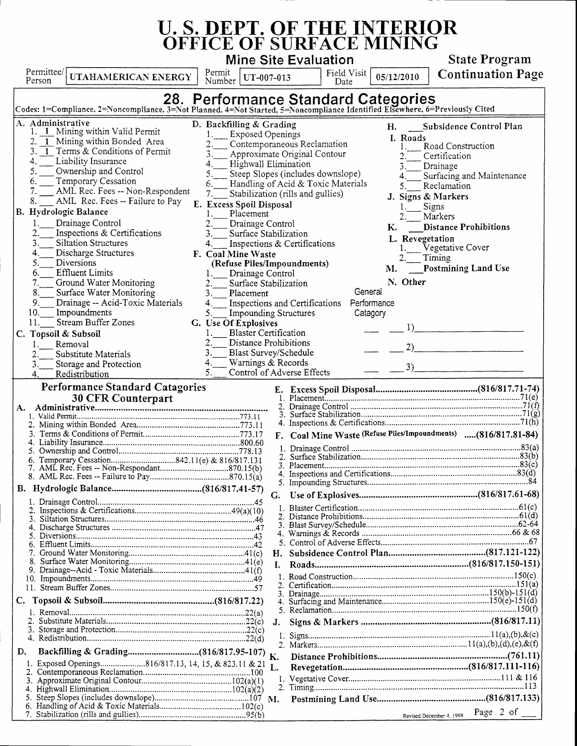# U. S. DEPT. OF THE INTERIOR
# OFFICE OF SURFACE MINING

**Mine Site Evaluation** — **State Program Continuation Page**

Permittee/Person: UTAHAMERICAN ENERGY | Permit Number: UT-007-013 | Field Visit Date: 05/12/2010

## 28. Performance Standard Categories

Codes: 1=Compliance, 2=Noncompliance, 3=Not Planned, 4=Not Started, 5=Noncompliance Identified Elsewhere, 6=Previously Cited

**A. Administrative**
1. 1 Mining within Valid Permit
2. 1 Mining within Bonded Area
3. 1 Terms & Conditions of Permit
4. ___ Liability Insurance
5. ___ Ownership and Control
6. ___ Temporary Cessation
7. ___ AML Rec. Fees -- Non-Respondent
8. ___ AML Rec. Fees -- Failure to Pay

**B. Hydrologic Balance**
1. ___ Drainage Control
2. ___ Inspections & Certifications
3. ___ Siltation Structures
4. ___ Discharge Structures
5. ___ Diversions
6. ___ Effluent Limits
7. ___ Ground Water Monitoring
8. ___ Surface Water Monitoring
9. ___ Drainage -- Acid-Toxic Materials
10. ___ Impoundments
11. ___ Stream Buffer Zones

**C. Topsoil & Subsoil**
1. ___ Removal
2. ___ Substitute Materials
3. ___ Storage and Protection
4. ___ Redistribution

**D. Backfilling & Grading**
1. ___ Exposed Openings
2. ___ Contemporaneous Reclamation
3. ___ Approximate Original Contour
4. ___ Highwall Elimination
5. ___ Steep Slopes (includes downslope)
6. ___ Handling of Acid & Toxic Materials
7. ___ Stabilization (rills and gullies)

**E. Excess Spoil Disposal**
1. ___ Placement
2. ___ Drainage Control
3. ___ Surface Stabilization
4. ___ Inspections & Certifications

**F. Coal Mine Waste (Refuse Piles/Impoundments)**
1. ___ Drainage Control
2. ___ Surface Stabilization
3. ___ Placement
4. ___ Inspections and Certifications
5. ___ Impounding Structures

**G. Use Of Explosives**
1. ___ Blaster Certification
2. ___ Distance Prohibitions
3. ___ Blast Survey/Schedule
4. ___ Warnings & Records
5. ___ Control of Adverse Effects

**H.** ___ **Subsidence Control Plan**

**I. Roads**
1. ___ Road Construction
2. ___ Certification
3. ___ Drainage
4. ___ Surfacing and Maintenance
5. ___ Reclamation

**J. Signs & Markers**
1. ___ Signs
2. ___ Markers

**K.** ___ **Distance Prohibitions**

**L. Revegetation**
1. ___ Vegetative Cover
2. ___ Timing

**M.** ___ **Postmining Land Use**

**N. Other**

General Performance Catagory
___ ___ 1) ___
___ ___ 2) ___
___ ___ 3) ___

## Performance Standard Catagories — 30 CFR Counterpart

**A. Administrative**
1. Valid Permit .... 773.11
2. Mining within Bonded Area .... 773.11
3. Terms & Conditions of Permit .... 773.17
4. Liability Insurance .... 800.60
5. Ownership and Control .... 778.13
6. Temporary Cessation .... 842.11(e) & 816/817.131
7. AML Rec. Fees -- Non-Respondant .... 870.15(b)
8. AML Rec. Fees -- Failure to Pay .... 870.15(a)

**B. Hydrologic Balance .... (816/817.41-57)**
1. Drainage Control .... 45
2. Inspections & Certifications .... 49(a)(10)
3. Siltation Structures .... 46
4. Discharge Structures .... 47
5. Diversions .... 43
6. Effluent Limits .... 42
7. Ground Water Monitoring .... 41(c)
8. Surface Water Monitoring .... 41(e)
9. Drainage--Acid - Toxic Materials .... 41(f)
10. Impoundments .... 49
11. Stream Buffer Zones .... 57

**C. Topsoil & Subsoil .... (816/817.22)**
1. Removal .... 22(a)
2. Substitute Materials .... 22(c)
3. Storage and Protection .... 22(c)
4. Redistribution .... 22(d)

**D. Backfilling & Grading .... (816/817.95-107)**
1. Exposed Openings .... 816/817.13, 14, 15, & 823.11 & 21
2. Contemporaneous Reclamation .... 100
3. Approximate Original Contour .... 102(a)(1)
4. Highwall Elimination .... 102(a)(2)
5. Steep Slopes (includes downslope) .... 107
6. Handling of Acid & Toxic Materials .... 102(c)
7. Stabilization (rills and gullies) .... 95(b)

**E. Excess Spoil Disposal .... (816/817.71-74)**
1. Placement .... 71(e)
2. Drainage Control .... 71(f)
3. Surface Stabilization .... 71(g)
4. Inspections & Certifications .... 71(h)

**F. Coal Mine Waste (Refuse Piles/Impoundments) .... (816/817.81-84)**
1. Drainage Control .... 83(a)
2. Surface Stabilization .... 83(b)
3. Placement .... 83(c)
4. Inspections and Certifications .... 83(d)
5. Impounding Structures .... 84

**G. Use of Explosives .... (816/817.61-68)**
1. Blaster Certification .... 61(c)
2. Distance Prohibitions .... 61(d)
3. Blast Survey/Schedule .... 62-64
4. Warnings & Records .... 66 & 68
5. Control of Adverse Effects .... 67

**H. Subsidence Control Plan .... (817.121-122)**

**I. Roads .... (816/817.150-151)**
1. Road Construction .... 150(c)
2. Certification .... 151(a)
3. Drainage .... 150(b)-151(d)
4. Surfacing and Maintenance .... 150(e)-151(d)
5. Reclamation .... 150(f)

**J. Signs & Markers .... (816/817.11)**
1. Signs .... 11(a),(b),&(c)
2. Markers .... 11(a),(b),(d),(e),&(f)

**K. Distance Prohibitions .... (761.11)**

**L. Revegetation .... (816/817.111-116)**
1. Vegetative Cover .... 111 & 116
2. Timing .... 113

**M. Postmining Land Use .... (816/817.133)**

Revised December 4, 1998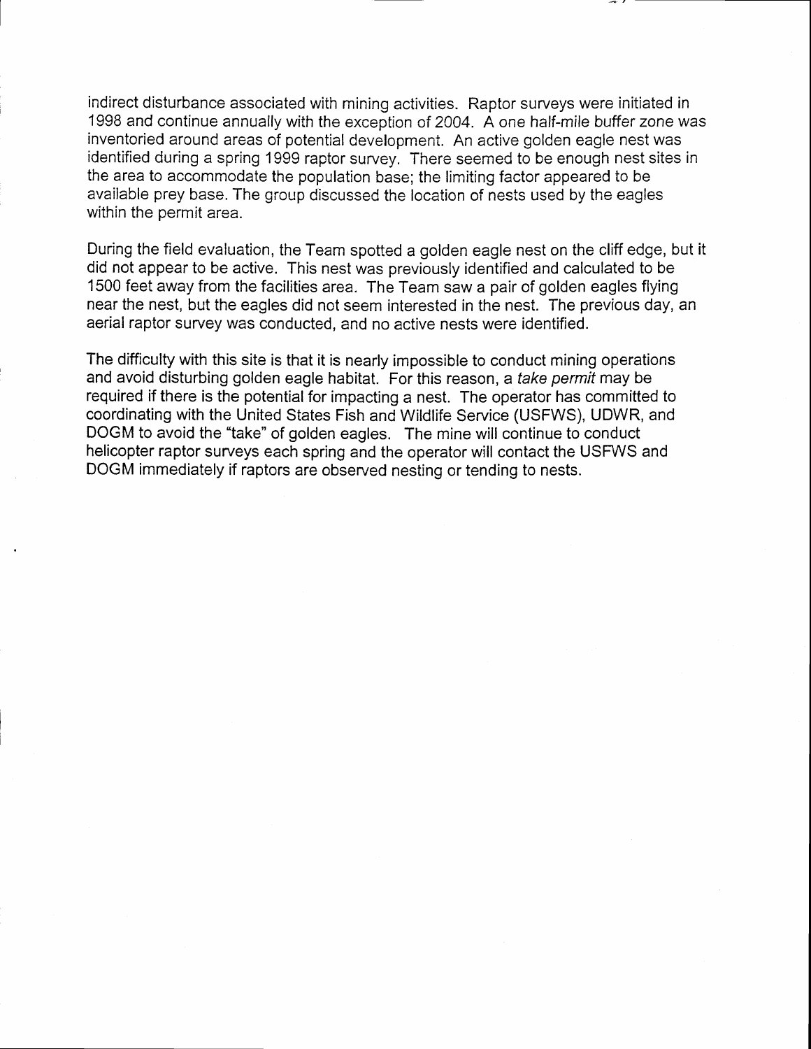indirect disturbance associated with mining activities. Raptor surveys were initiated in 1998 and continue annually with the exception of 2004. A one half-mile buffer zone was inventoried around areas of potential development. An active golden eagle nest was identified during a spring 1999 raptor survey. There seemed to be enough nest sites in the area to accommodate the population base; the limiting factor appeared to be available prey base. The group discussed the location of nests used by the eagles within the permit area.

During the field evaluation, the Team spotted a golden eagle nest on the cliff edge, but it did not appear to be active. This nest was previously identified and calculated to be 1500 feet away from the facilities area. The Team saw a pair of golden eagles flying near the nest, but the eagles did not seem interested in the nest. The previous day, an aerial raptor survey was conducted, and no active nests were identified.

The difficulty with this site is that it is nearly impossible to conduct mining operations and avoid disturbing golden eagle habitat. For this reason, a *take permit* may be required if there is the potential for impacting a nest. The operator has committed to coordinating with the United States Fish and Wildlife Service (USFWS), UDWR, and DOGM to avoid the "take" of golden eagles. The mine will continue to conduct helicopter raptor surveys each spring and the operator will contact the USFWS and DOGM immediately if raptors are observed nesting or tending to nests.